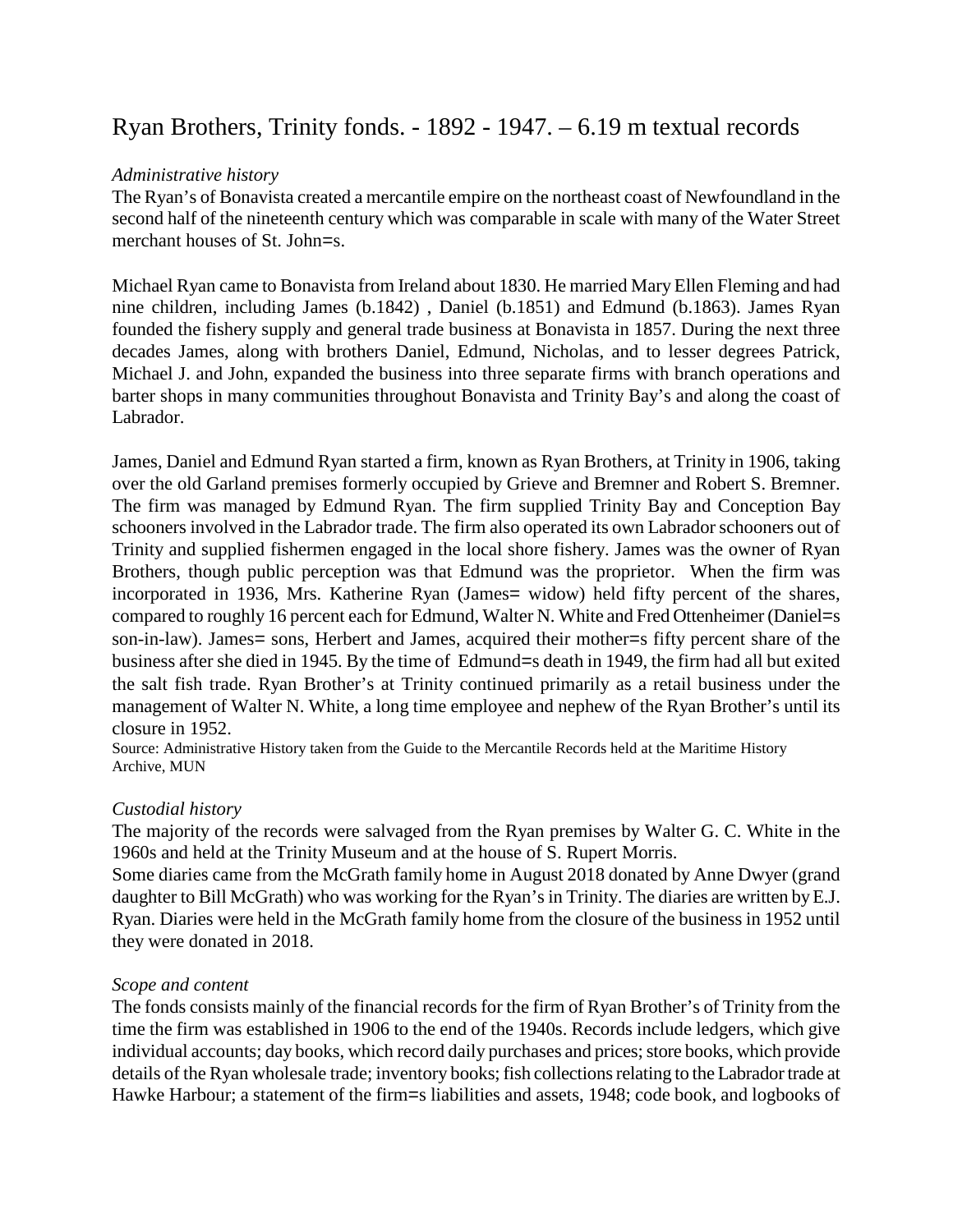# Ryan Brothers, Trinity fonds. - 1892 - 1947. – 6.19 m textual records

*Administrative history*

The Ryan's of Bonavista created a mercantile empire on the northeast coast of Newfoundland in the second half of the nineteenth century which was comparable in scale with many of the Water Street merchant houses of St. John=s.

Michael Ryan came to Bonavista from Ireland about 1830. He married Mary Ellen Fleming and had nine children, including James (b.1842) , Daniel (b.1851) and Edmund (b.1863). James Ryan founded the fishery supply and general trade business at Bonavista in 1857. During the next three decades James, along with brothers Daniel, Edmund, Nicholas, and to lesser degrees Patrick, Michael J. and John, expanded the business into three separate firms with branch operations and barter shops in many communities throughout Bonavista and Trinity Bay's and along the coast of Labrador.

James, Daniel and Edmund Ryan started a firm, known as Ryan Brothers, at Trinity in 1906, taking over the old Garland premises formerly occupied by Grieve and Bremner and Robert S. Bremner. The firm was managed by Edmund Ryan. The firm supplied Trinity Bay and Conception Bay schooners involved in the Labrador trade. The firm also operated its own Labrador schooners out of Trinity and supplied fishermen engaged in the local shore fishery. James was the owner of Ryan Brothers, though public perception was that Edmund was the proprietor. When the firm was incorporated in 1936, Mrs. Katherine Ryan (James= widow) held fifty percent of the shares, compared to roughly 16 percent each for Edmund, Walter N. White and Fred Ottenheimer (Daniel=s son-in-law). James= sons, Herbert and James, acquired their mother=s fifty percent share of the business after she died in 1945. By the time of Edmund=s death in 1949, the firm had all but exited the salt fish trade. Ryan Brother's at Trinity continued primarily as a retail business under the management of Walter N. White, a long time employee and nephew of the Ryan Brother's until its closure in 1952.

Source: Administrative History taken from the Guide to the Mercantile Records held at the Maritime History Archive, MUN

*Custodial history*

The majority of the records were salvaged from the Ryan premises by Walter G. C. White in the 1960s and held at the Trinity Museum and at the house of S. Rupert Morris.

Some diaries came from the McGrath family home in August 2018 donated by Anne Dwyer (grand daughter to Bill McGrath) who was working for the Ryan's in Trinity. The diaries are written by E.J. Ryan. Diaries were held in the McGrath family home from the closure of the business in 1952 until they were donated in 2018.

*Scope and content*

The fonds consists mainly of the financial records for the firm of Ryan Brother's of Trinity from the time the firm was established in 1906 to the end of the 1940s. Records include ledgers, which give individual accounts; day books, which record daily purchases and prices; store books, which provide details of the Ryan wholesale trade; inventory books; fish collections relating to the Labrador trade at Hawke Harbour; a statement of the firm=s liabilities and assets, 1948; code book, and logbooks of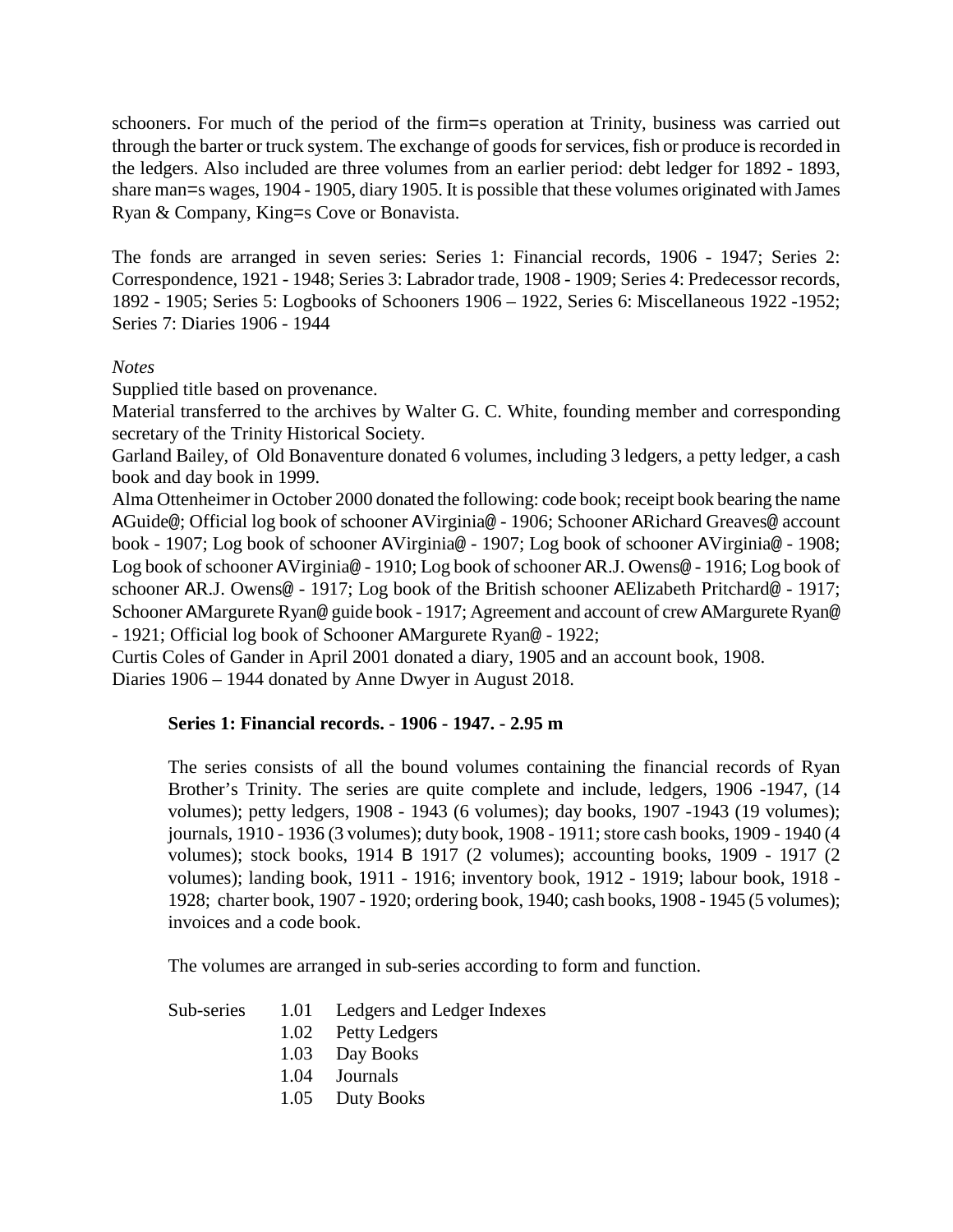schooners. For much of the period of the firm=s operation at Trinity, business was carried out through the barter or truck system. The exchange of goods for services, fish or produce is recorded in the ledgers. Also included are three volumes from an earlier period: debt ledger for 1892 - 1893, share man=s wages, 1904 - 1905, diary 1905. It is possible that these volumes originated with James Ryan & Company, King=s Cove or Bonavista.

The fonds are arranged in seven series: Series 1: Financial records, 1906 - 1947; Series 2: Correspondence, 1921 - 1948; Series 3: Labrador trade, 1908 - 1909; Series 4: Predecessor records, 1892 - 1905; Series 5: Logbooks of Schooners 1906 – 1922, Series 6: Miscellaneous 1922 -1952; Series 7: Diaries 1906 - 1944

*Notes*

Supplied title based on provenance.

Material transferred to the archives by Walter G. C. White, founding member and corresponding secretary of the Trinity Historical Society.

Garland Bailey, of Old Bonaventure donated 6 volumes, including 3 ledgers, a petty ledger, a cash book and day book in 1999.

Alma Ottenheimer in October 2000 donated the following: code book; receipt book bearing the name AGuide@; Official log book of schooner AVirginia@ - 1906; Schooner ARichard Greaves@ account book - 1907; Log book of schooner AVirginia@ - 1907; Log book of schooner AVirginia@ - 1908; Log book of schooner AVirginia@ - 1910; Log book of schooner AR.J. Owens@ - 1916; Log book of schooner AR.J. Owens@ - 1917; Log book of the British schooner AElizabeth Pritchard@ - 1917; Schooner AMargurete Ryan@ guide book - 1917; Agreement and account of crew AMargurete Ryan@ - 1921; Official log book of Schooner AMargurete Ryan@ - 1922;

Curtis Coles of Gander in April 2001 donated a diary, 1905 and an account book, 1908.

Diaries 1906 – 1944 donated by Anne Dwyer in August 2018.

**Series 1: Financial records. - 1906 - 1947. - 2.95 m**

The series consists of all the bound volumes containing the financial records of Ryan Brother's Trinity. The series are quite complete and include, ledgers, 1906 -1947, (14 volumes); petty ledgers, 1908 - 1943 (6 volumes); day books, 1907 -1943 (19 volumes); journals, 1910 - 1936 (3 volumes); duty book, 1908 - 1911; store cash books, 1909 - 1940 (4 volumes); stock books, 1914 B 1917 (2 volumes); accounting books, 1909 - 1917 (2 volumes); landing book, 1911 - 1916; inventory book, 1912 - 1919; labour book, 1918 - 1928; charter book, 1907 - 1920; ordering book, 1940; cash books, 1908 - 1945 (5 volumes); invoices and a code book.

The volumes are arranged in sub-series according to form and function.

Sub-series
- 1.01 Ledgers and Ledger Indexes
- 1.02 Petty Ledgers
- 1.03 Day Books
- 1.04 Journals
- 1.05 Duty Books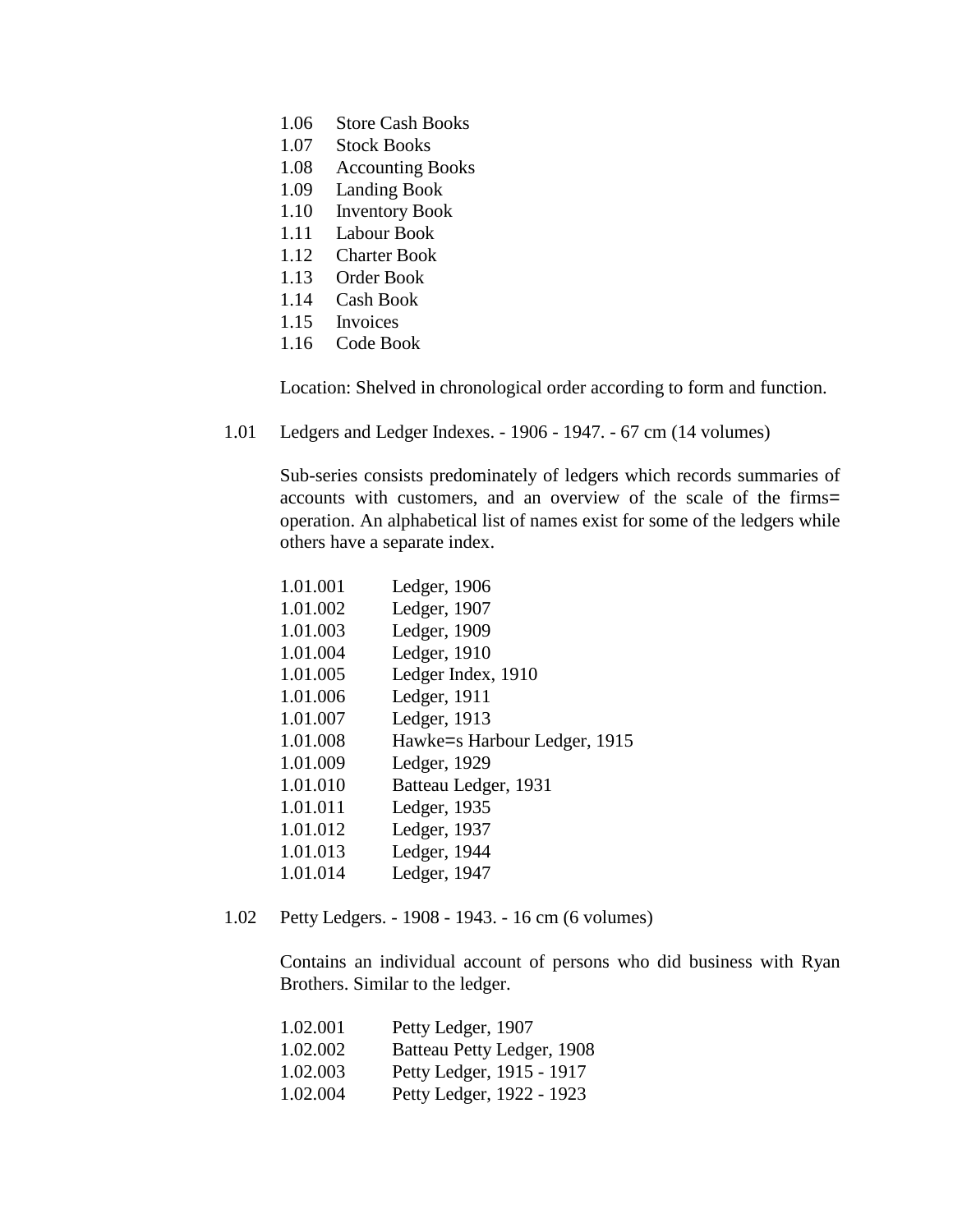1.06 Store Cash Books
1.07 Stock Books
1.08 Accounting Books
1.09 Landing Book
1.10 Inventory Book
1.11 Labour Book
1.12 Charter Book
1.13 Order Book
1.14 Cash Book
1.15 Invoices
1.16 Code Book

Location: Shelved in chronological order according to form and function.

1.01 Ledgers and Ledger Indexes. - 1906 - 1947. - 67 cm (14 volumes)

Sub-series consists predominately of ledgers which records summaries of accounts with customers, and an overview of the scale of the firms= operation. An alphabetical list of names exist for some of the ledgers while others have a separate index.

1.01.001 Ledger, 1906
1.01.002 Ledger, 1907
1.01.003 Ledger, 1909
1.01.004 Ledger, 1910
1.01.005 Ledger Index, 1910
1.01.006 Ledger, 1911
1.01.007 Ledger, 1913
1.01.008 Hawke=s Harbour Ledger, 1915
1.01.009 Ledger, 1929
1.01.010 Batteau Ledger, 1931
1.01.011 Ledger, 1935
1.01.012 Ledger, 1937
1.01.013 Ledger, 1944
1.01.014 Ledger, 1947

1.02 Petty Ledgers. - 1908 - 1943. - 16 cm (6 volumes)

Contains an individual account of persons who did business with Ryan Brothers. Similar to the ledger.

1.02.001 Petty Ledger, 1907
1.02.002 Batteau Petty Ledger, 1908
1.02.003 Petty Ledger, 1915 - 1917
1.02.004 Petty Ledger, 1922 - 1923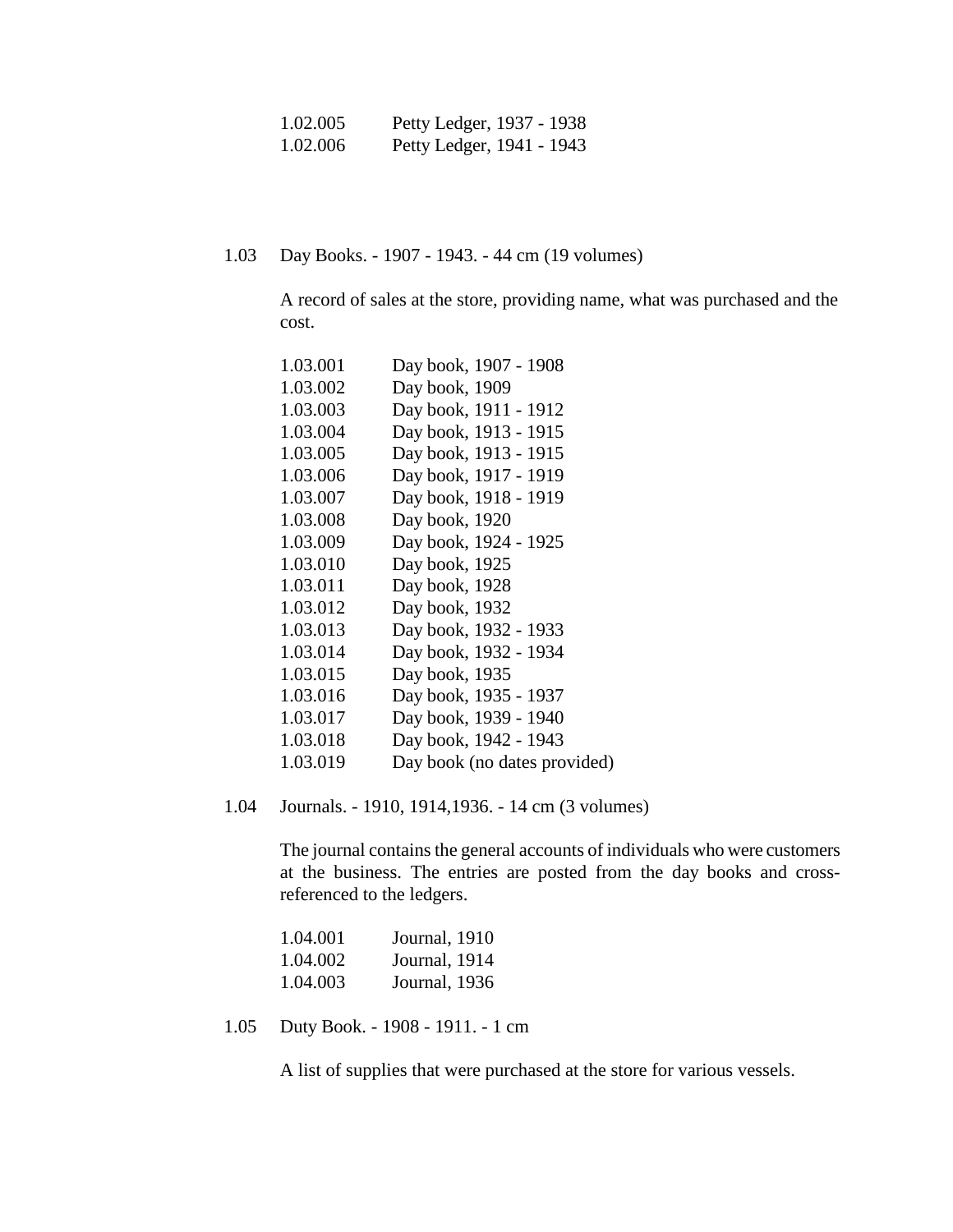1.02.005 Petty Ledger, 1937 - 1938
1.02.006 Petty Ledger, 1941 - 1943

1.03 Day Books. - 1907 - 1943. - 44 cm (19 volumes)

A record of sales at the store, providing name, what was purchased and the cost.

1.03.001 Day book, 1907 - 1908
1.03.002 Day book, 1909
1.03.003 Day book, 1911 - 1912
1.03.004 Day book, 1913 - 1915
1.03.005 Day book, 1913 - 1915
1.03.006 Day book, 1917 - 1919
1.03.007 Day book, 1918 - 1919
1.03.008 Day book, 1920
1.03.009 Day book, 1924 - 1925
1.03.010 Day book, 1925
1.03.011 Day book, 1928
1.03.012 Day book, 1932
1.03.013 Day book, 1932 - 1933
1.03.014 Day book, 1932 - 1934
1.03.015 Day book, 1935
1.03.016 Day book, 1935 - 1937
1.03.017 Day book, 1939 - 1940
1.03.018 Day book, 1942 - 1943
1.03.019 Day book (no dates provided)

1.04 Journals. - 1910, 1914,1936. - 14 cm (3 volumes)

The journal contains the general accounts of individuals who were customers at the business. The entries are posted from the day books and cross-referenced to the ledgers.

1.04.001 Journal, 1910
1.04.002 Journal, 1914
1.04.003 Journal, 1936

1.05 Duty Book. - 1908 - 1911. - 1 cm

A list of supplies that were purchased at the store for various vessels.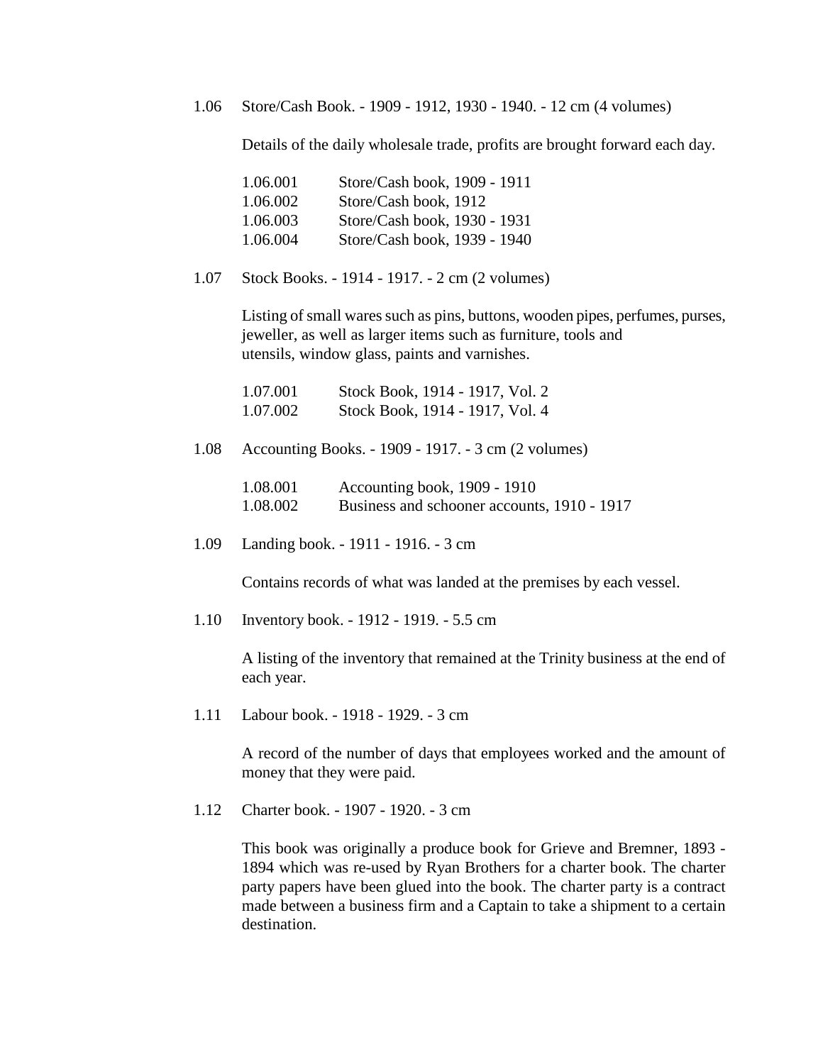1.06 Store/Cash Book. - 1909 - 1912, 1930 - 1940. - 12 cm (4 volumes)

Details of the daily wholesale trade, profits are brought forward each day.

| | |
|---|---|
| 1.06.001 | Store/Cash book, 1909 - 1911 |
| 1.06.002 | Store/Cash book, 1912 |
| 1.06.003 | Store/Cash book, 1930 - 1931 |
| 1.06.004 | Store/Cash book, 1939 - 1940 |

1.07 Stock Books. - 1914 - 1917. - 2 cm (2 volumes)

Listing of small wares such as pins, buttons, wooden pipes, perfumes, purses, jeweller, as well as larger items such as furniture, tools and utensils, window glass, paints and varnishes.

| | |
|---|---|
| 1.07.001 | Stock Book, 1914 - 1917, Vol. 2 |
| 1.07.002 | Stock Book, 1914 - 1917, Vol. 4 |

1.08 Accounting Books. - 1909 - 1917. - 3 cm (2 volumes)

| | |
|---|---|
| 1.08.001 | Accounting book, 1909 - 1910 |
| 1.08.002 | Business and schooner accounts, 1910 - 1917 |

1.09 Landing book. - 1911 - 1916. - 3 cm

Contains records of what was landed at the premises by each vessel.

1.10 Inventory book. - 1912 - 1919. - 5.5 cm

A listing of the inventory that remained at the Trinity business at the end of each year.

1.11 Labour book. - 1918 - 1929. - 3 cm

A record of the number of days that employees worked and the amount of money that they were paid.

1.12 Charter book. - 1907 - 1920. - 3 cm

This book was originally a produce book for Grieve and Bremner, 1893 - 1894 which was re-used by Ryan Brothers for a charter book. The charter party papers have been glued into the book. The charter party is a contract made between a business firm and a Captain to take a shipment to a certain destination.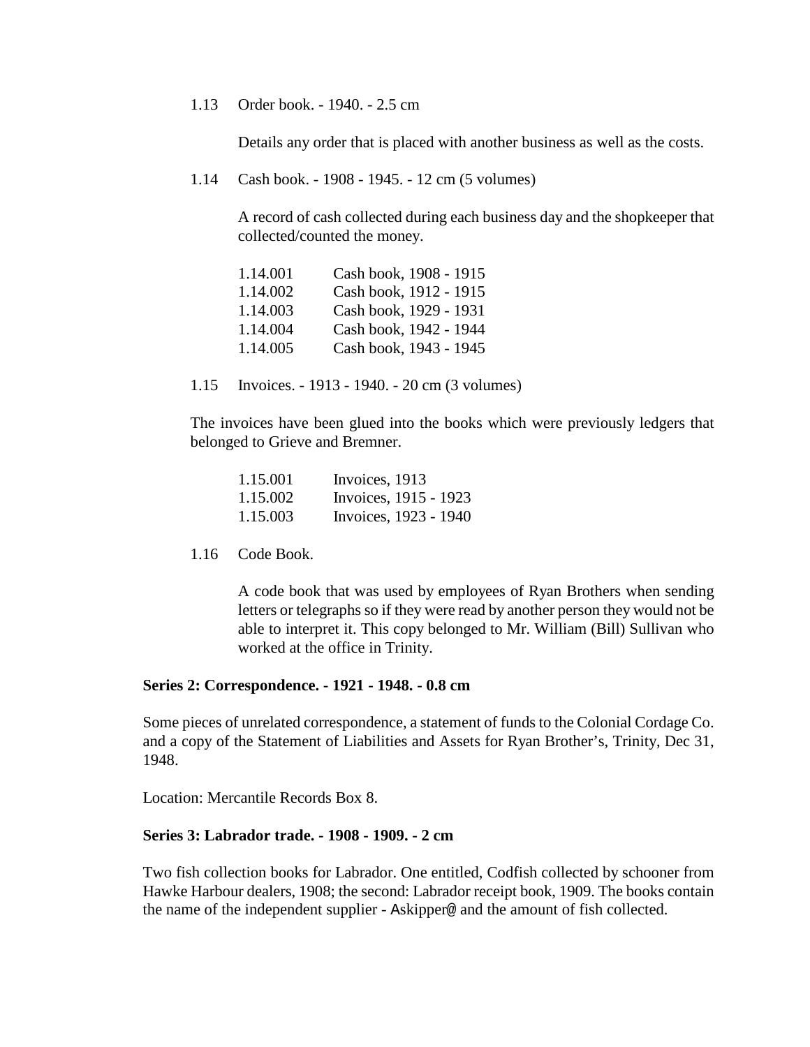1.13 Order book. - 1940. - 2.5 cm

Details any order that is placed with another business as well as the costs.

1.14 Cash book. - 1908 - 1945. - 12 cm (5 volumes)

A record of cash collected during each business day and the shopkeeper that collected/counted the money.

| | |
|---|---|
| 1.14.001 | Cash book, 1908 - 1915 |
| 1.14.002 | Cash book, 1912 - 1915 |
| 1.14.003 | Cash book, 1929 - 1931 |
| 1.14.004 | Cash book, 1942 - 1944 |
| 1.14.005 | Cash book, 1943 - 1945 |

1.15 Invoices. - 1913 - 1940. - 20 cm (3 volumes)

The invoices have been glued into the books which were previously ledgers that belonged to Grieve and Bremner.

| | |
|---|---|
| 1.15.001 | Invoices, 1913 |
| 1.15.002 | Invoices, 1915 - 1923 |
| 1.15.003 | Invoices, 1923 - 1940 |

1.16 Code Book.

A code book that was used by employees of Ryan Brothers when sending letters or telegraphs so if they were read by another person they would not be able to interpret it. This copy belonged to Mr. William (Bill) Sullivan who worked at the office in Trinity.

**Series 2: Correspondence. - 1921 - 1948. - 0.8 cm**

Some pieces of unrelated correspondence, a statement of funds to the Colonial Cordage Co. and a copy of the Statement of Liabilities and Assets for Ryan Brother's, Trinity, Dec 31, 1948.

Location: Mercantile Records Box 8.

**Series 3: Labrador trade. - 1908 - 1909. - 2 cm**

Two fish collection books for Labrador. One entitled, Codfish collected by schooner from Hawke Harbour dealers, 1908; the second: Labrador receipt book, 1909. The books contain the name of the independent supplier - Askipper@ and the amount of fish collected.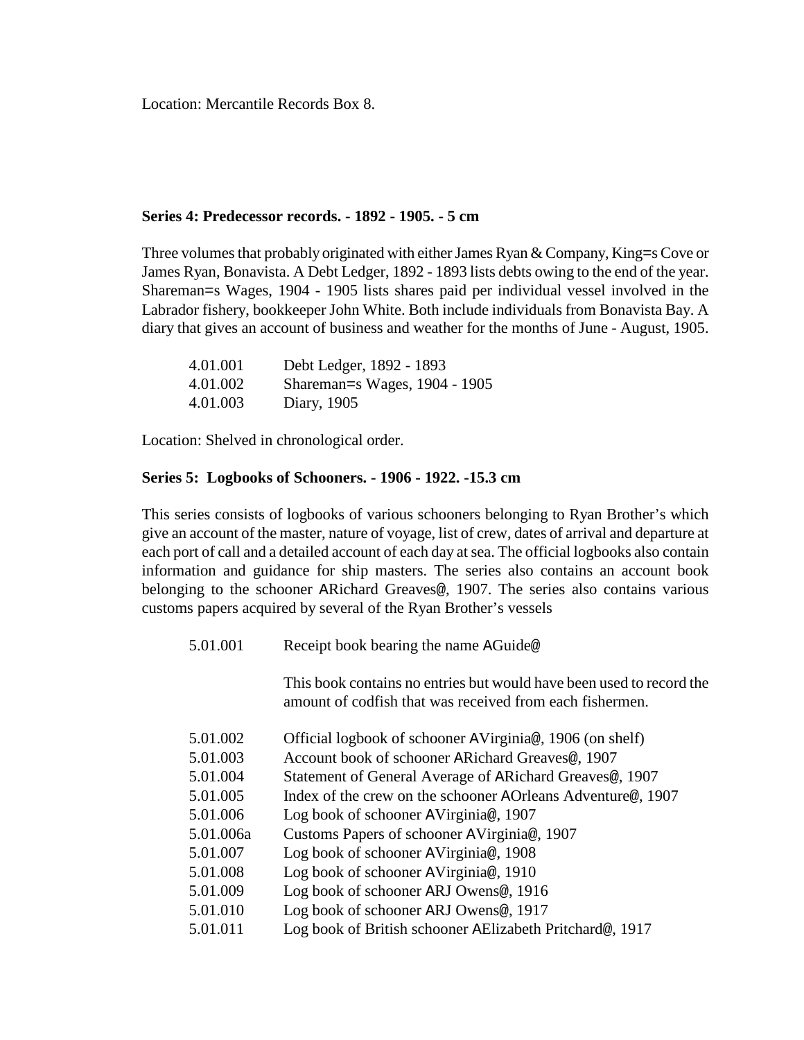Location: Mercantile Records Box 8.

**Series 4: Predecessor records. - 1892 - 1905. - 5 cm**

Three volumes that probably originated with either James Ryan & Company, King=s Cove or James Ryan, Bonavista. A Debt Ledger, 1892 - 1893 lists debts owing to the end of the year. Shareman=s Wages, 1904 - 1905 lists shares paid per individual vessel involved in the Labrador fishery, bookkeeper John White. Both include individuals from Bonavista Bay. A diary that gives an account of business and weather for the months of June - August, 1905.

| | |
|---|---|
| 4.01.001 | Debt Ledger, 1892 - 1893 |
| 4.01.002 | Shareman=s Wages, 1904 - 1905 |
| 4.01.003 | Diary, 1905 |

Location: Shelved in chronological order.

**Series 5: Logbooks of Schooners. - 1906 - 1922. -15.3 cm**

This series consists of logbooks of various schooners belonging to Ryan Brother's which give an account of the master, nature of voyage, list of crew, dates of arrival and departure at each port of call and a detailed account of each day at sea. The official logbooks also contain information and guidance for ship masters. The series also contains an account book belonging to the schooner ARichard Greaves@, 1907. The series also contains various customs papers acquired by several of the Ryan Brother's vessels

5.01.001 Receipt book bearing the name AGuide@

This book contains no entries but would have been used to record the amount of codfish that was received from each fishermen.

| | |
|---|---|
| 5.01.002 | Official logbook of schooner AVirginia@, 1906 (on shelf) |
| 5.01.003 | Account book of schooner ARichard Greaves@, 1907 |
| 5.01.004 | Statement of General Average of ARichard Greaves@, 1907 |
| 5.01.005 | Index of the crew on the schooner AOrleans Adventure@, 1907 |
| 5.01.006 | Log book of schooner AVirginia@, 1907 |
| 5.01.006a | Customs Papers of schooner AVirginia@, 1907 |
| 5.01.007 | Log book of schooner AVirginia@, 1908 |
| 5.01.008 | Log book of schooner AVirginia@, 1910 |
| 5.01.009 | Log book of schooner ARJ Owens@, 1916 |
| 5.01.010 | Log book of schooner ARJ Owens@, 1917 |
| 5.01.011 | Log book of British schooner AElizabeth Pritchard@, 1917 |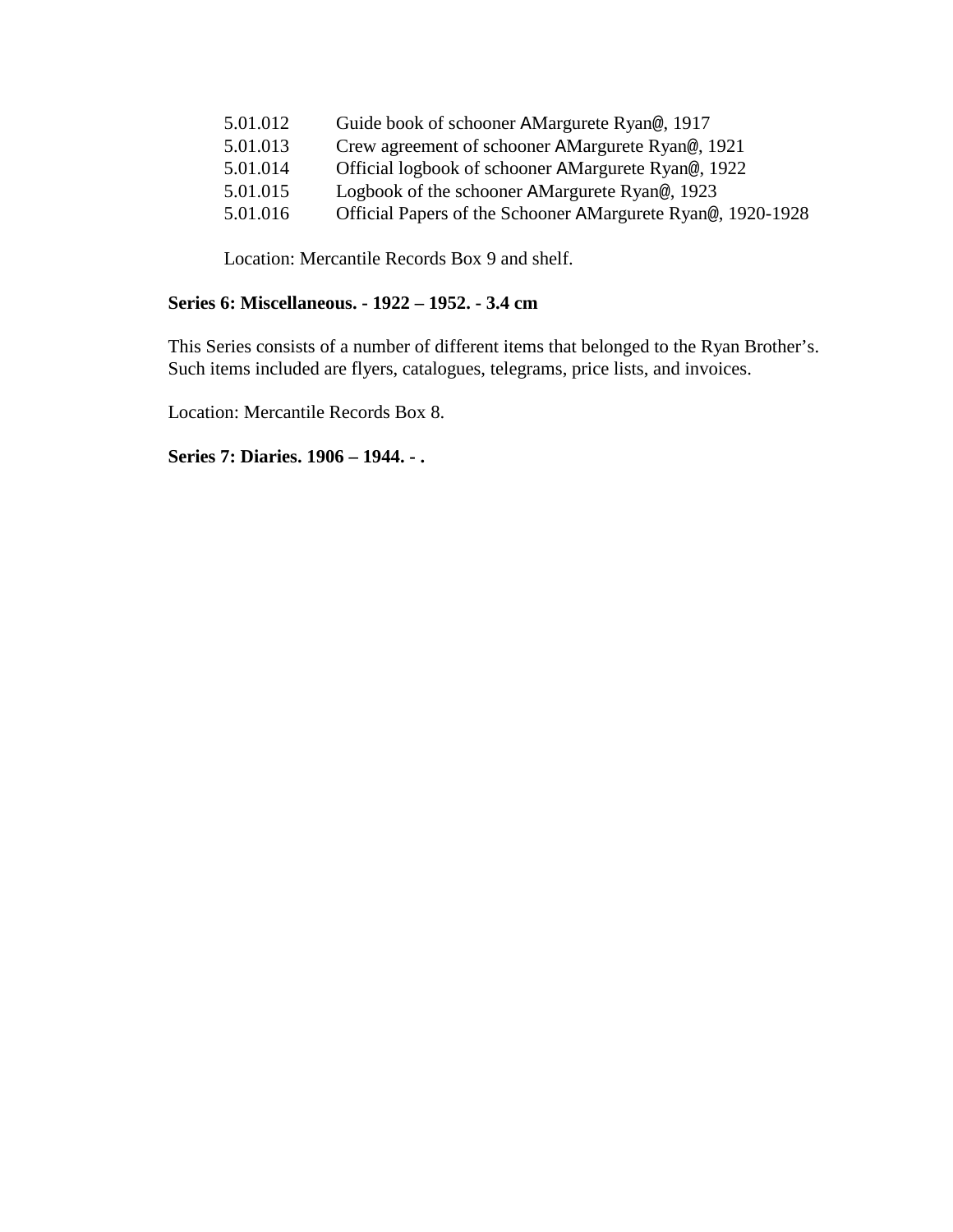5.01.012 Guide book of schooner AMargurete Ryan@, 1917
5.01.013 Crew agreement of schooner AMargurete Ryan@, 1921
5.01.014 Official logbook of schooner AMargurete Ryan@, 1922
5.01.015 Logbook of the schooner AMargurete Ryan@, 1923
5.01.016 Official Papers of the Schooner AMargurete Ryan@, 1920-1928

Location: Mercantile Records Box 9 and shelf.

**Series 6: Miscellaneous. - 1922 – 1952. - 3.4 cm**

This Series consists of a number of different items that belonged to the Ryan Brother's. Such items included are flyers, catalogues, telegrams, price lists, and invoices.

Location: Mercantile Records Box 8.

**Series 7: Diaries. 1906 – 1944. - .**